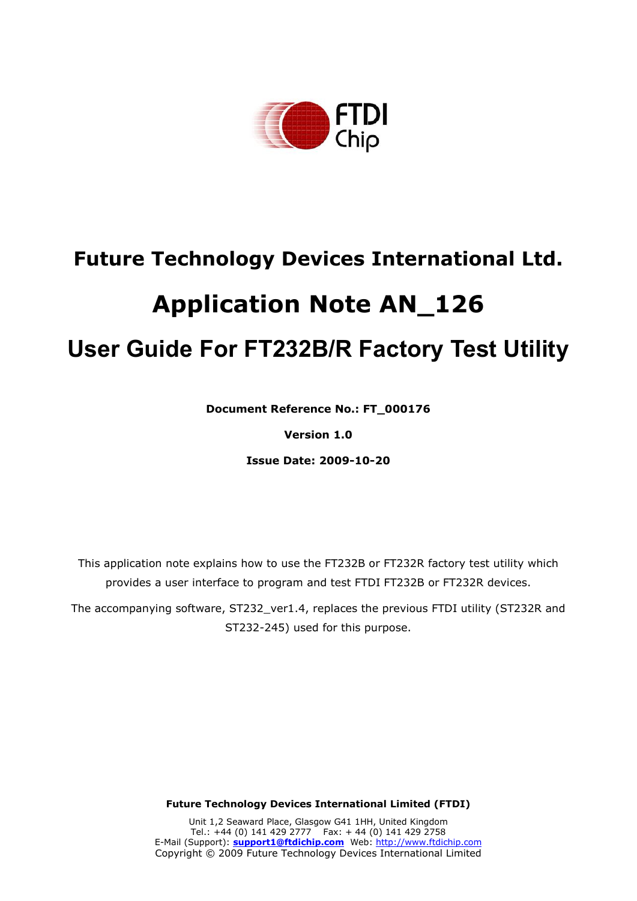# Future Technology Devices International Ltd.

# Application Note AN_126

## User Guide For FT232B/R Factory Test Utility

**Document Reference No.: FT_000176**

**Version 1.0**

**Issue Date: 2009-10-20**

This application note explains how to use the FT232B or FT232R factory test utility which provides a user interface to program and test FTDI FT232B or FT232R devices.

The accompanying software, ST232_ver1.4, replaces the previous FTDI utility (ST232R and ST232-245) used for this purpose.

**Future Technology Devices International Limited (FTDI)**

Unit 1,2 Seaward Place, Glasgow G41 1HH, United Kingdom
Tel.: +44 (0) 141 429 2777 Fax: + 44 (0) 141 429 2758
E-Mail (Support): **support1@ftdichip.com** Web: http://www.ftdichip.com
Copyright © 2009 Future Technology Devices International Limited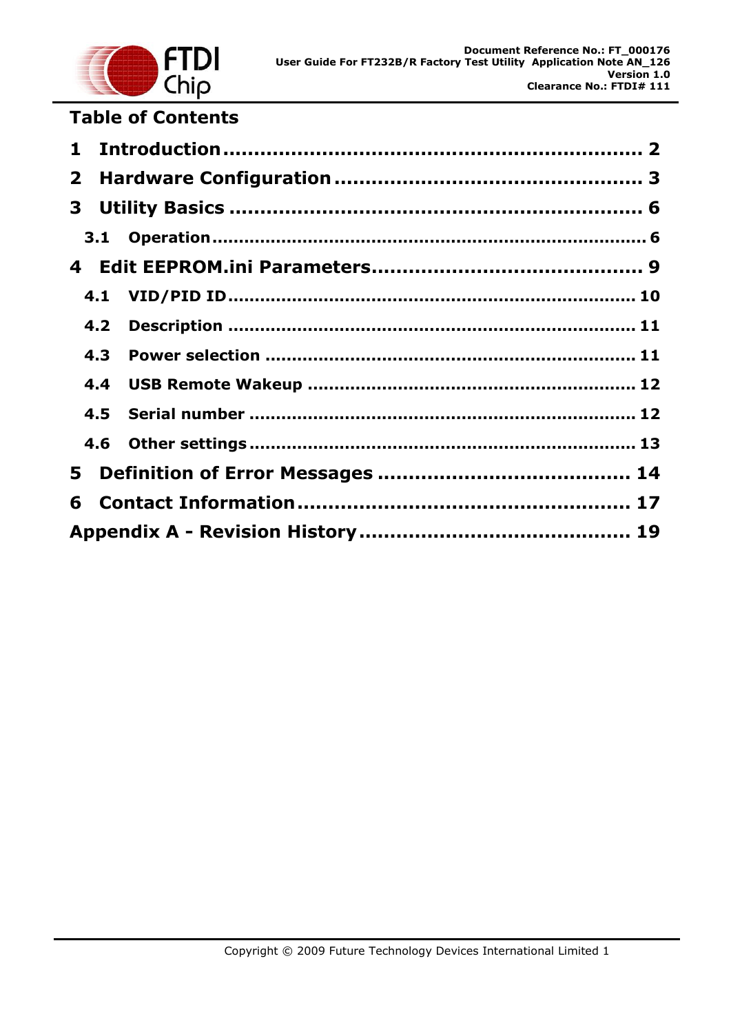## Table of Contents

1 Introduction .................................................................. 2

2 Hardware Configuration ................................................ 3

3 Utility Basics .................................................................. 6

 3.1 Operation ...................................................................... 6

4 Edit EEPROM.ini Parameters.......................................... 9

 4.1 VID/PID ID .................................................................. 10

 4.2 Description .................................................................. 11

 4.3 Power selection ............................................................ 11

 4.4 USB Remote Wakeup .................................................... 12

 4.5 Serial number ............................................................... 12

 4.6 Other settings ............................................................... 13

5 Definition of Error Messages ....................................... 14

6 Contact Information ................................................... 17

Appendix A - Revision History .......................................... 19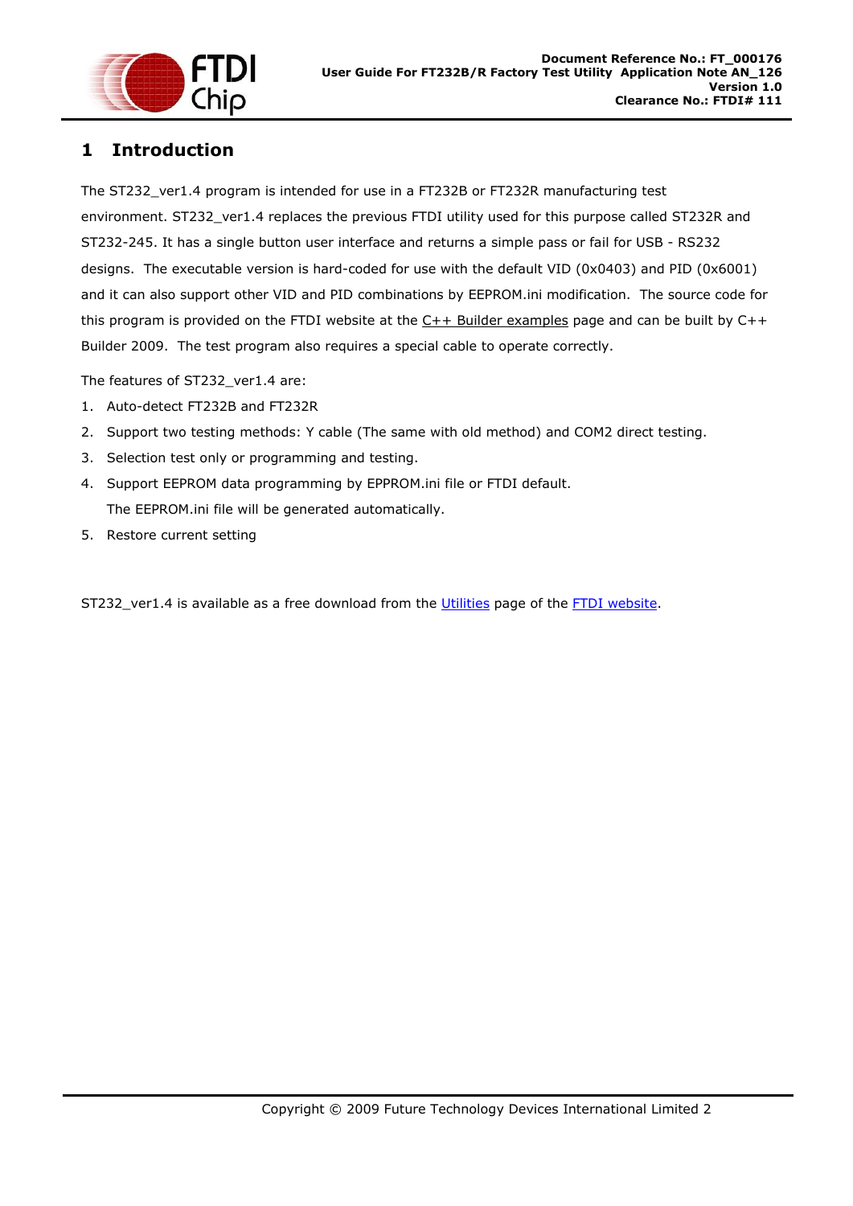# 1 Introduction

The ST232_ver1.4 program is intended for use in a FT232B or FT232R manufacturing test environment. ST232_ver1.4 replaces the previous FTDI utility used for this purpose called ST232R and ST232-245. It has a single button user interface and returns a simple pass or fail for USB - RS232 designs. The executable version is hard-coded for use with the default VID (0x0403) and PID (0x6001) and it can also support other VID and PID combinations by EEPROM.ini modification. The source code for this program is provided on the FTDI website at the C++ Builder examples page and can be built by C++ Builder 2009. The test program also requires a special cable to operate correctly.

The features of ST232_ver1.4 are:

1. Auto-detect FT232B and FT232R
2. Support two testing methods: Y cable (The same with old method) and COM2 direct testing.
3. Selection test only or programming and testing.
4. Support EEPROM data programming by EPPROM.ini file or FTDI default.
   The EEPROM.ini file will be generated automatically.
5. Restore current setting

ST232_ver1.4 is available as a free download from the Utilities page of the FTDI website.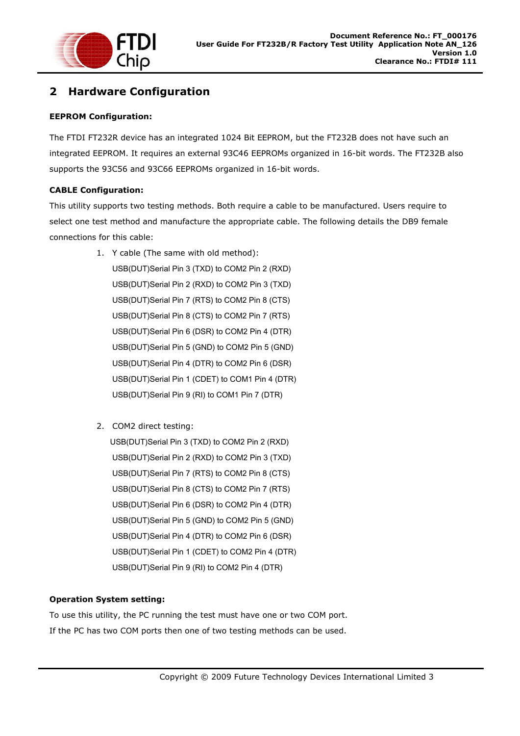# 2 Hardware Configuration

**EEPROM Configuration:**

The FTDI FT232R device has an integrated 1024 Bit EEPROM, but the FT232B does not have such an integrated EEPROM. It requires an external 93C46 EEPROMs organized in 16-bit words. The FT232B also supports the 93C56 and 93C66 EEPROMs organized in 16-bit words.

**CABLE Configuration:**

This utility supports two testing methods. Both require a cable to be manufactured. Users require to select one test method and manufacture the appropriate cable. The following details the DB9 female connections for this cable:

1. Y cable (The same with old method):

   USB(DUT)Serial Pin 3 (TXD) to COM2 Pin 2 (RXD)
   USB(DUT)Serial Pin 2 (RXD) to COM2 Pin 3 (TXD)
   USB(DUT)Serial Pin 7 (RTS) to COM2 Pin 8 (CTS)
   USB(DUT)Serial Pin 8 (CTS) to COM2 Pin 7 (RTS)
   USB(DUT)Serial Pin 6 (DSR) to COM2 Pin 4 (DTR)
   USB(DUT)Serial Pin 5 (GND) to COM2 Pin 5 (GND)
   USB(DUT)Serial Pin 4 (DTR) to COM2 Pin 6 (DSR)
   USB(DUT)Serial Pin 1 (CDET) to COM1 Pin 4 (DTR)
   USB(DUT)Serial Pin 9 (RI) to COM1 Pin 7 (DTR)

2. COM2 direct testing:

   USB(DUT)Serial Pin 3 (TXD) to COM2 Pin 2 (RXD)
   USB(DUT)Serial Pin 2 (RXD) to COM2 Pin 3 (TXD)
   USB(DUT)Serial Pin 7 (RTS) to COM2 Pin 8 (CTS)
   USB(DUT)Serial Pin 8 (CTS) to COM2 Pin 7 (RTS)
   USB(DUT)Serial Pin 6 (DSR) to COM2 Pin 4 (DTR)
   USB(DUT)Serial Pin 5 (GND) to COM2 Pin 5 (GND)
   USB(DUT)Serial Pin 4 (DTR) to COM2 Pin 6 (DSR)
   USB(DUT)Serial Pin 1 (CDET) to COM2 Pin 4 (DTR)
   USB(DUT)Serial Pin 9 (RI) to COM2 Pin 4 (DTR)

**Operation System setting:**

To use this utility, the PC running the test must have one or two COM port.
If the PC has two COM ports then one of two testing methods can be used.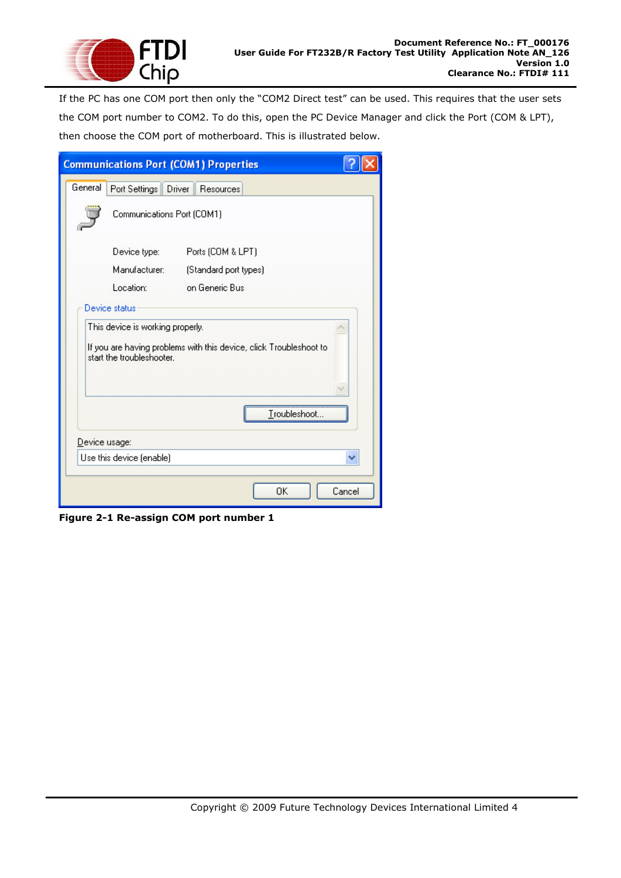If the PC has one COM port then only the "COM2 Direct test" can be used. This requires that the user sets the COM port number to COM2. To do this, open the PC Device Manager and click the Port (COM & LPT), then choose the COM port of motherboard. This is illustrated below.

**Figure 2-1 Re-assign COM port number 1**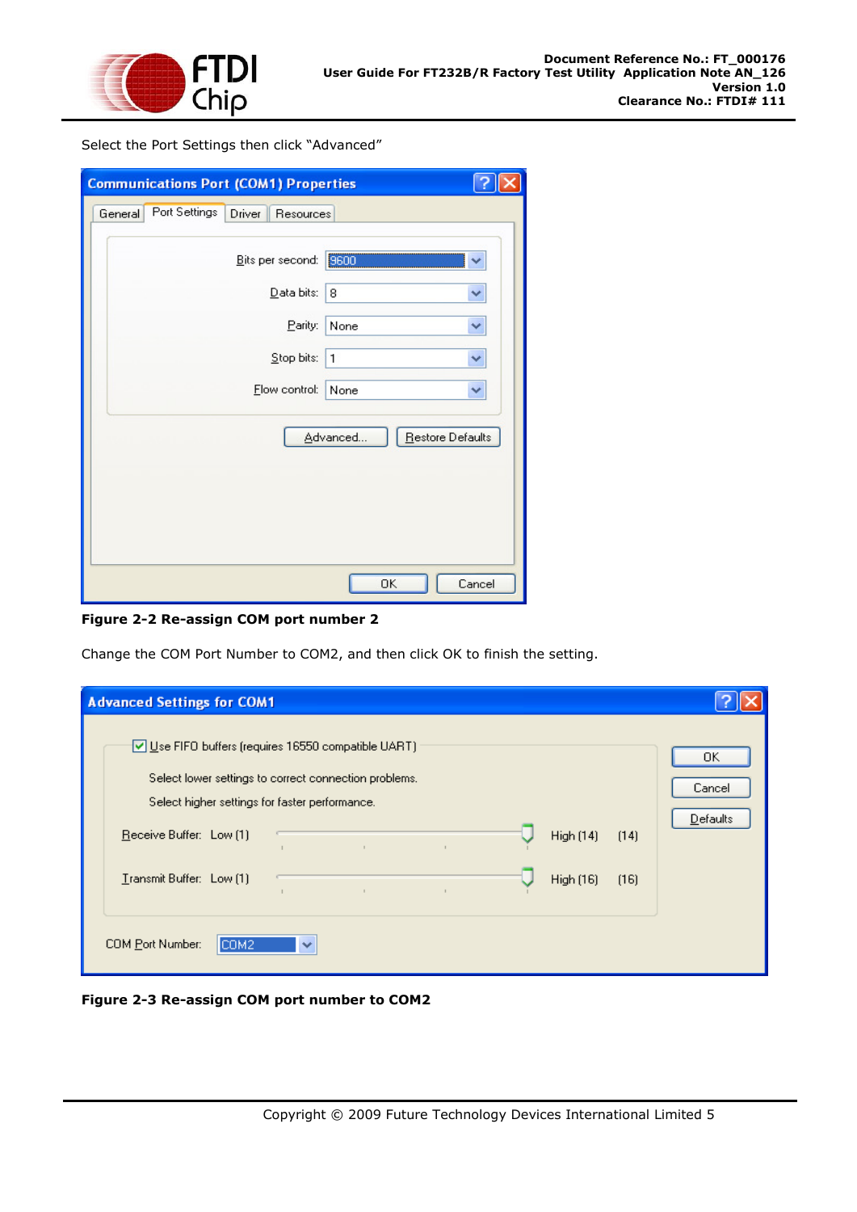Select the Port Settings then click "Advanced"

**Figure 2-2 Re-assign COM port number 2**

Change the COM Port Number to COM2, and then click OK to finish the setting.

**Figure 2-3 Re-assign COM port number to COM2**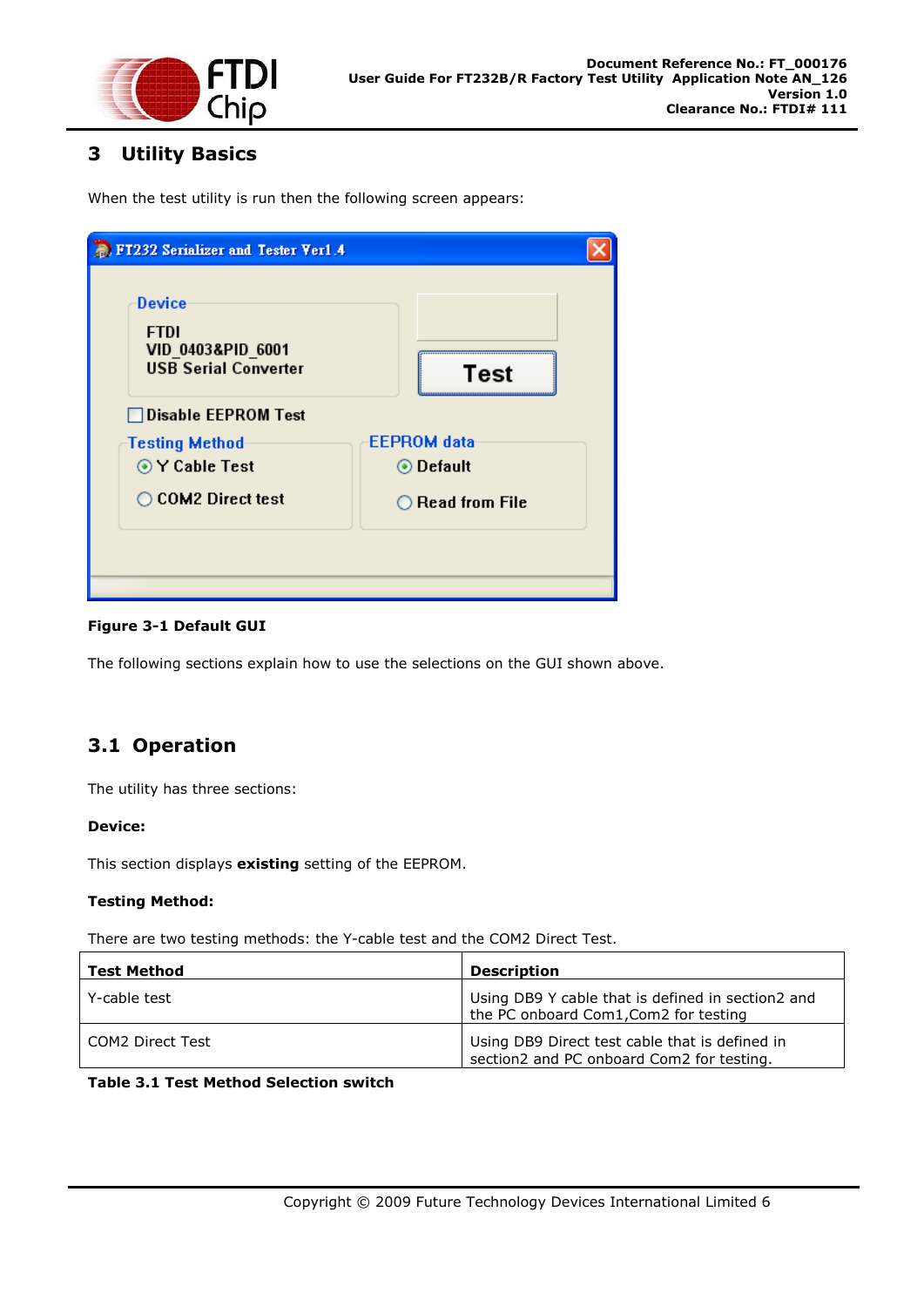# 3 Utility Basics

When the test utility is run then the following screen appears:

**Figure 3-1 Default GUI**

The following sections explain how to use the selections on the GUI shown above.

## 3.1 Operation

The utility has three sections:

**Device:**

This section displays **existing** setting of the EEPROM.

**Testing Method:**

There are two testing methods: the Y-cable test and the COM2 Direct Test.

| Test Method | Description |
|---|---|
| Y-cable test | Using DB9 Y cable that is defined in section2 and the PC onboard Com1,Com2 for testing |
| COM2 Direct Test | Using DB9 Direct test cable that is defined in section2 and PC onboard Com2 for testing. |

**Table 3.1 Test Method Selection switch**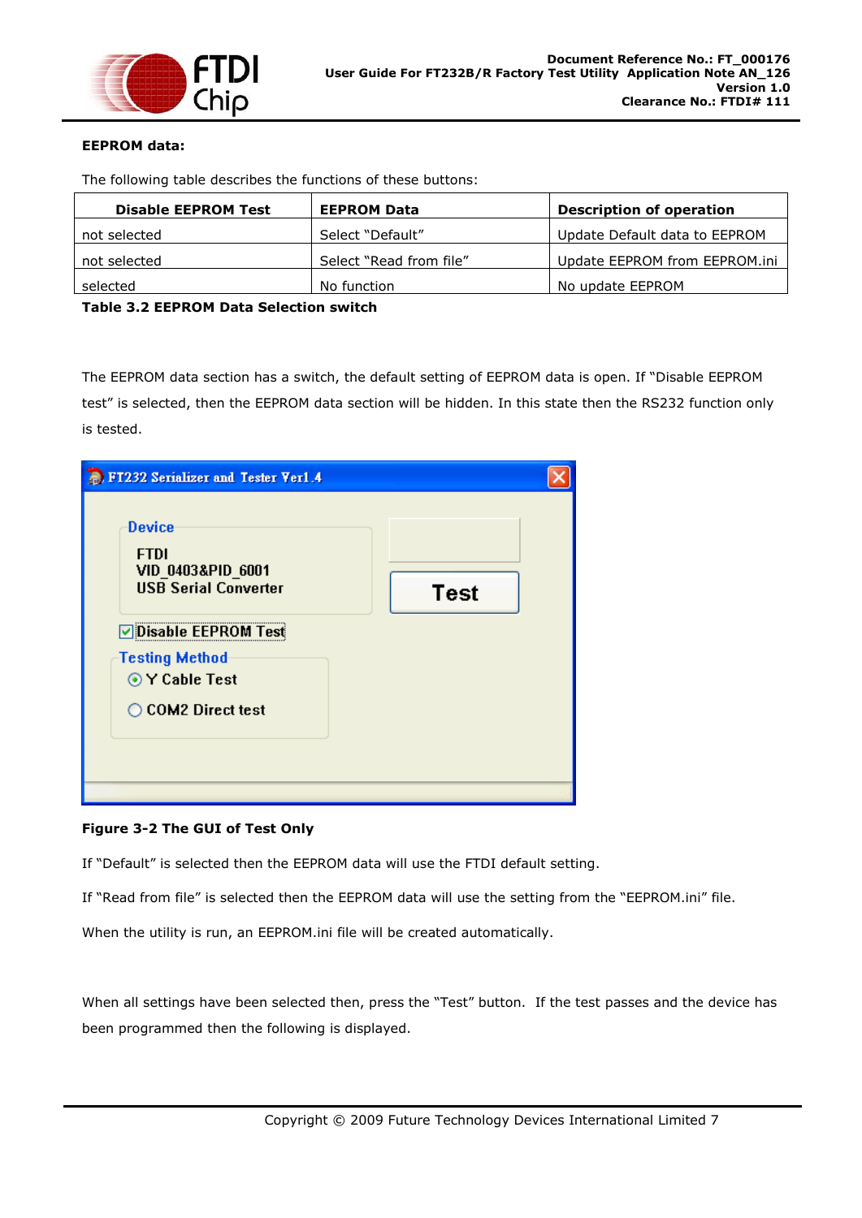**EEPROM data:**

The following table describes the functions of these buttons:

| Disable EEPROM Test | EEPROM Data | Description of operation |
| --- | --- | --- |
| not selected | Select “Default” | Update Default data to EEPROM |
| not selected | Select “Read from file” | Update EEPROM from EEPROM.ini |
| selected | No function | No update EEPROM |

**Table 3.2 EEPROM Data Selection switch**

The EEPROM data section has a switch, the default setting of EEPROM data is open. If “Disable EEPROM test” is selected, then the EEPROM data section will be hidden. In this state then the RS232 function only is tested.

**Figure 3-2 The GUI of Test Only**

If “Default” is selected then the EEPROM data will use the FTDI default setting.

If “Read from file” is selected then the EEPROM data will use the setting from the “EEPROM.ini” file.

When the utility is run, an EEPROM.ini file will be created automatically.

When all settings have been selected then, press the “Test” button. If the test passes and the device has been programmed then the following is displayed.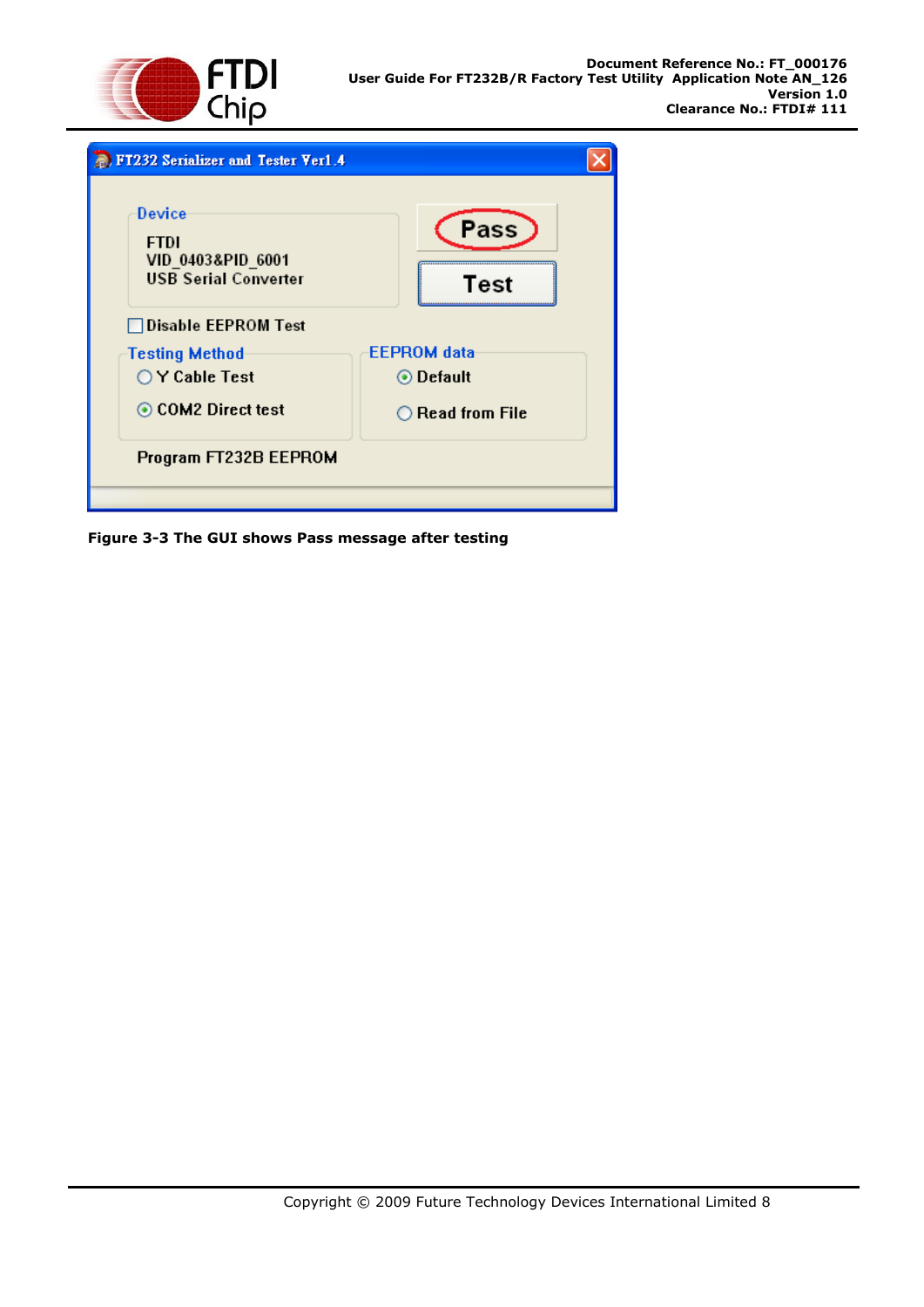**Figure 3-3 The GUI shows Pass message after testing**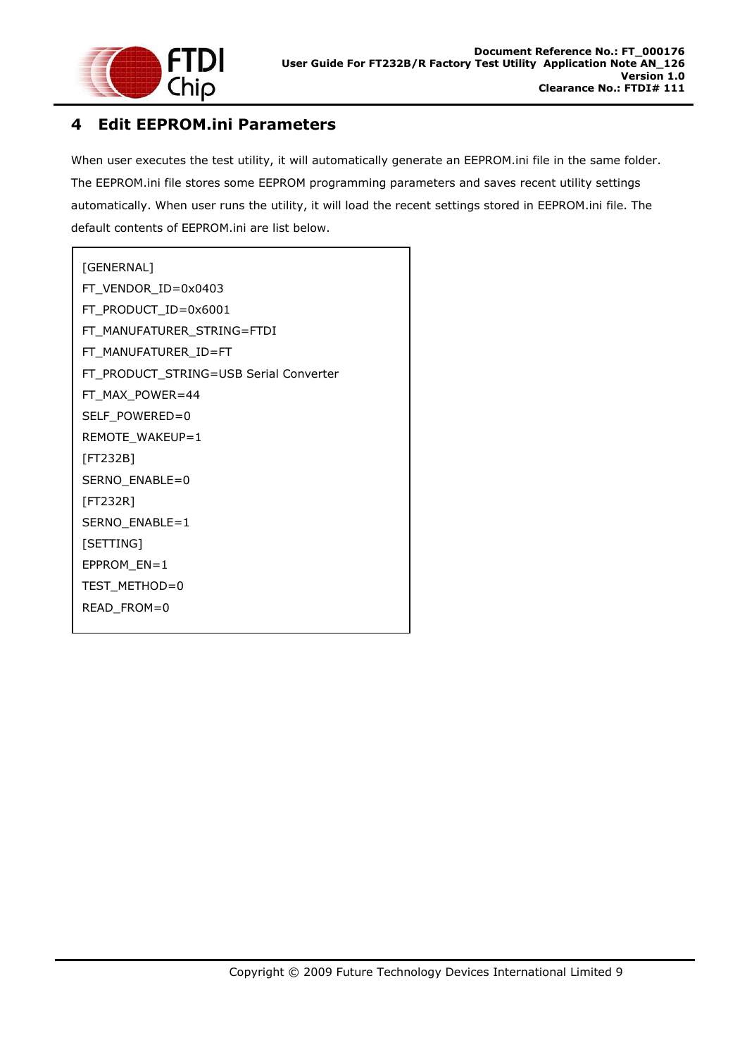# 4 Edit EEPROM.ini Parameters

When user executes the test utility, it will automatically generate an EEPROM.ini file in the same folder. The EEPROM.ini file stores some EEPROM programming parameters and saves recent utility settings automatically. When user runs the utility, it will load the recent settings stored in EEPROM.ini file. The default contents of EEPROM.ini are list below.

```
[GENERNAL]
FT_VENDOR_ID=0x0403
FT_PRODUCT_ID=0x6001
FT_MANUFATURER_STRING=FTDI
FT_MANUFATURER_ID=FT
FT_PRODUCT_STRING=USB Serial Converter
FT_MAX_POWER=44
SELF_POWERED=0
REMOTE_WAKEUP=1
[FT232B]
SERNO_ENABLE=0
[FT232R]
SERNO_ENABLE=1
[SETTING]
EPPROM_EN=1
TEST_METHOD=0
READ_FROM=0
```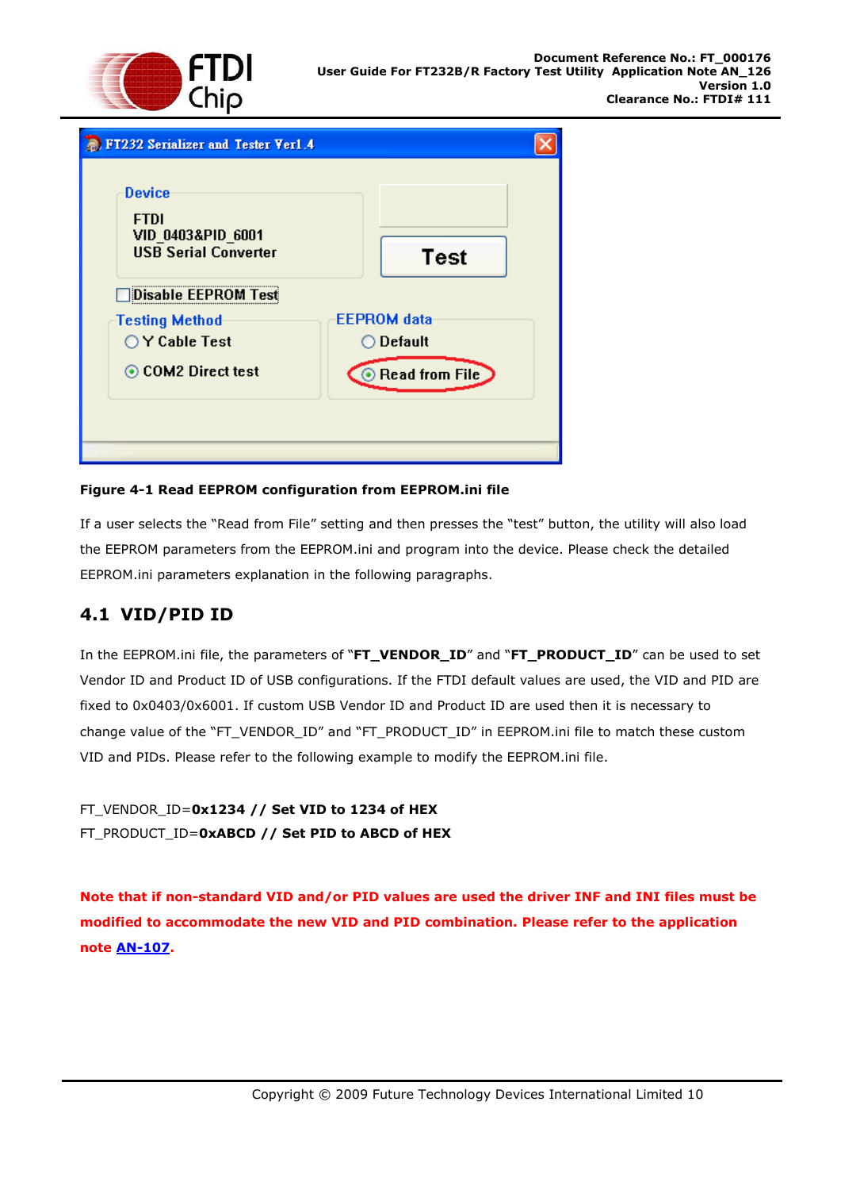**Figure 4-1 Read EEPROM configuration from EEPROM.ini file**

If a user selects the "Read from File" setting and then presses the "test" button, the utility will also load the EEPROM parameters from the EEPROM.ini and program into the device. Please check the detailed EEPROM.ini parameters explanation in the following paragraphs.

## 4.1 VID/PID ID

In the EEPROM.ini file, the parameters of "**FT_VENDOR_ID**" and "**FT_PRODUCT_ID**" can be used to set Vendor ID and Product ID of USB configurations. If the FTDI default values are used, the VID and PID are fixed to 0x0403/0x6001. If custom USB Vendor ID and Product ID are used then it is necessary to change value of the "FT_VENDOR_ID" and "FT_PRODUCT_ID" in EEPROM.ini file to match these custom VID and PIDs. Please refer to the following example to modify the EEPROM.ini file.

FT_VENDOR_ID=**0x1234 // Set VID to 1234 of HEX**
FT_PRODUCT_ID=**0xABCD // Set PID to ABCD of HEX**

**Note that if non-standard VID and/or PID values are used the driver INF and INI files must be modified to accommodate the new VID and PID combination. Please refer to the application note AN-107.**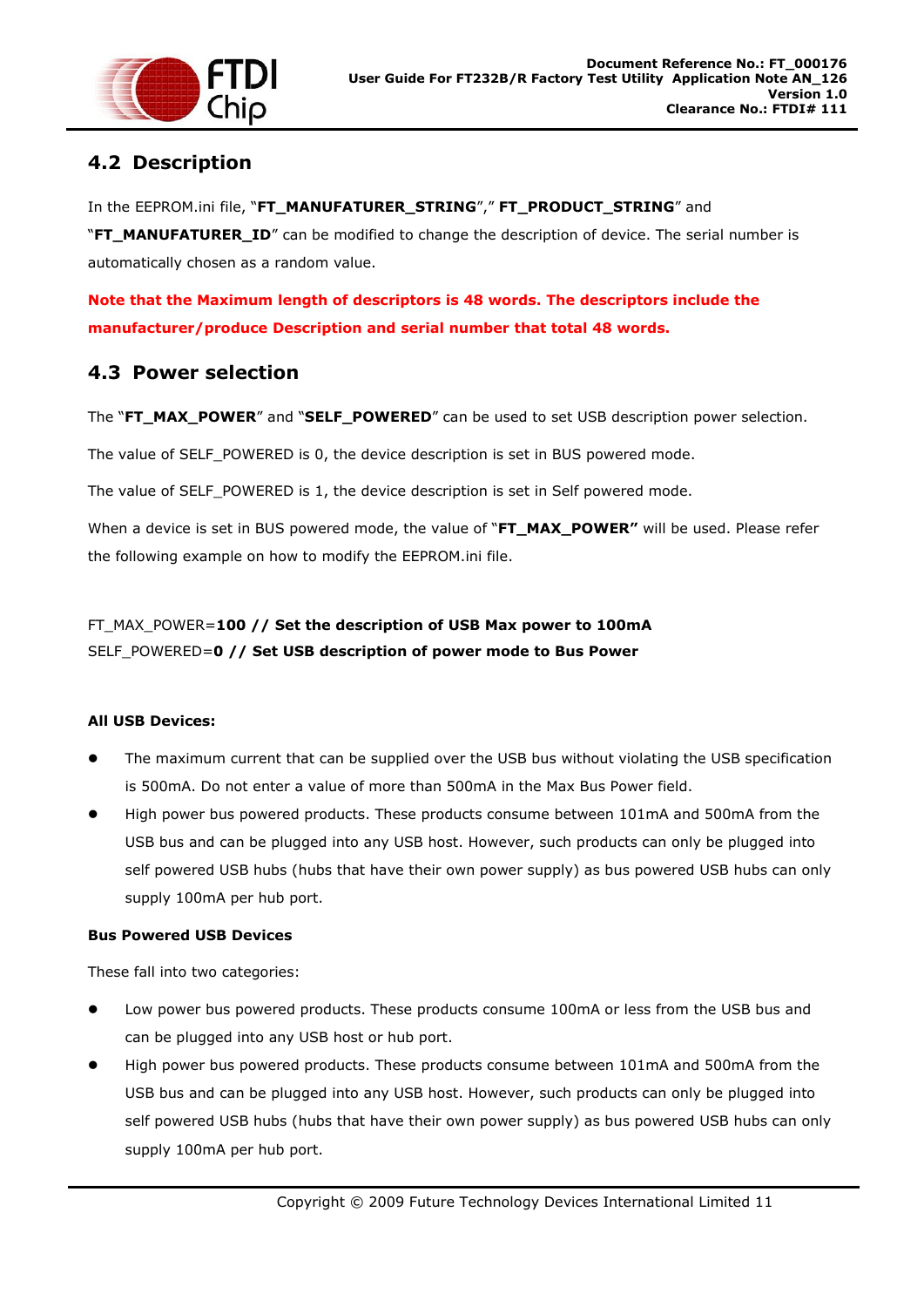## 4.2 Description

In the EEPROM.ini file, "**FT_MANUFATURER_STRING**"," **FT_PRODUCT_STRING**" and "**FT_MANUFATURER_ID**" can be modified to change the description of device. The serial number is automatically chosen as a random value.

**Note that the Maximum length of descriptors is 48 words. The descriptors include the manufacturer/produce Description and serial number that total 48 words.**

## 4.3 Power selection

The "**FT_MAX_POWER**" and "**SELF_POWERED**" can be used to set USB description power selection.

The value of SELF_POWERED is 0, the device description is set in BUS powered mode.

The value of SELF_POWERED is 1, the device description is set in Self powered mode.

When a device is set in BUS powered mode, the value of "**FT_MAX_POWER"** will be used. Please refer the following example on how to modify the EEPROM.ini file.

FT_MAX_POWER=**100 // Set the description of USB Max power to 100mA**
SELF_POWERED=**0 // Set USB description of power mode to Bus Power**

**All USB Devices:**

- The maximum current that can be supplied over the USB bus without violating the USB specification is 500mA. Do not enter a value of more than 500mA in the Max Bus Power field.
- High power bus powered products. These products consume between 101mA and 500mA from the USB bus and can be plugged into any USB host. However, such products can only be plugged into self powered USB hubs (hubs that have their own power supply) as bus powered USB hubs can only supply 100mA per hub port.

**Bus Powered USB Devices**

These fall into two categories:

- Low power bus powered products. These products consume 100mA or less from the USB bus and can be plugged into any USB host or hub port.
- High power bus powered products. These products consume between 101mA and 500mA from the USB bus and can be plugged into any USB host. However, such products can only be plugged into self powered USB hubs (hubs that have their own power supply) as bus powered USB hubs can only supply 100mA per hub port.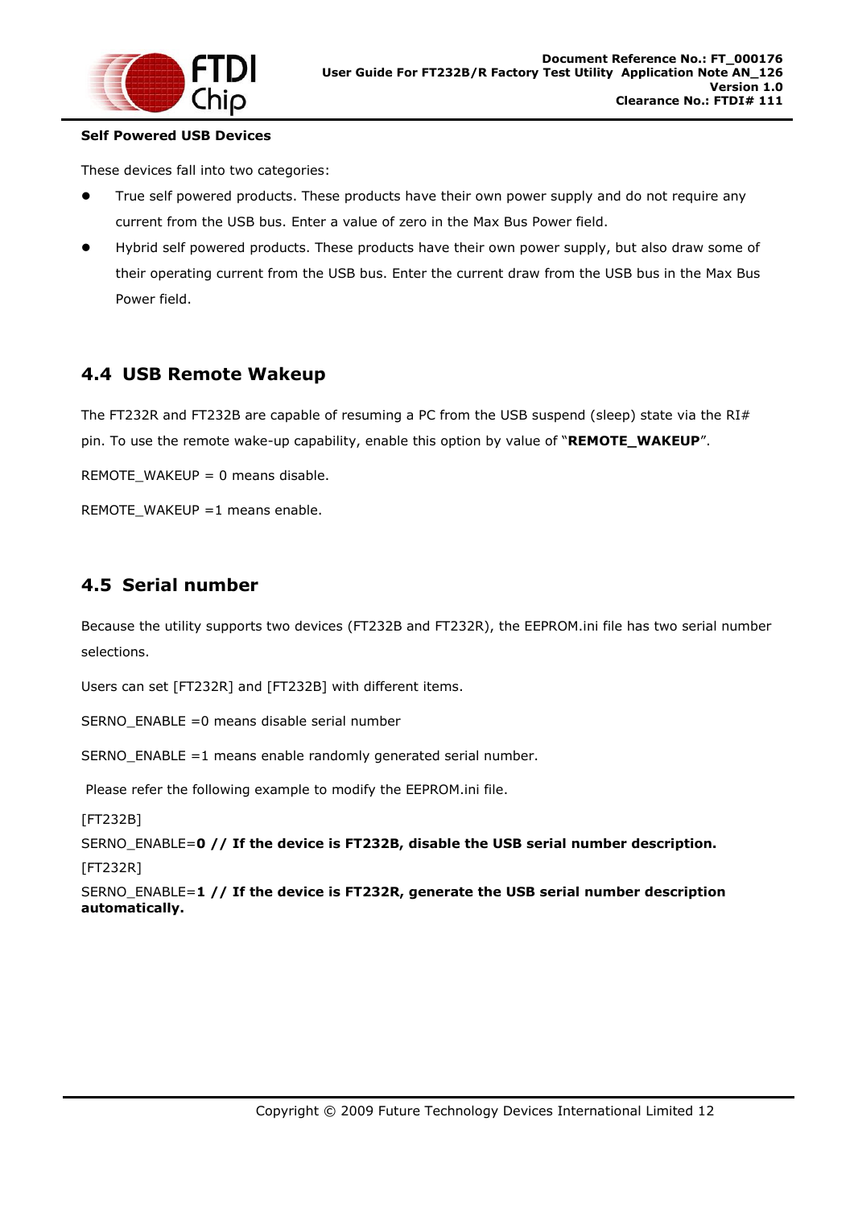**Self Powered USB Devices**

These devices fall into two categories:

- True self powered products. These products have their own power supply and do not require any current from the USB bus. Enter a value of zero in the Max Bus Power field.
- Hybrid self powered products. These products have their own power supply, but also draw some of their operating current from the USB bus. Enter the current draw from the USB bus in the Max Bus Power field.

## 4.4 USB Remote Wakeup

The FT232R and FT232B are capable of resuming a PC from the USB suspend (sleep) state via the RI# pin. To use the remote wake-up capability, enable this option by value of "**REMOTE_WAKEUP**".

REMOTE_WAKEUP = 0 means disable.

REMOTE_WAKEUP =1 means enable.

## 4.5 Serial number

Because the utility supports two devices (FT232B and FT232R), the EEPROM.ini file has two serial number selections.

Users can set [FT232R] and [FT232B] with different items.

SERNO_ENABLE =0 means disable serial number

SERNO_ENABLE =1 means enable randomly generated serial number.

Please refer the following example to modify the EEPROM.ini file.

[FT232B]

SERNO_ENABLE=**0 // If the device is FT232B, disable the USB serial number description.**

[FT232R]

SERNO_ENABLE=**1 // If the device is FT232R, generate the USB serial number description automatically.**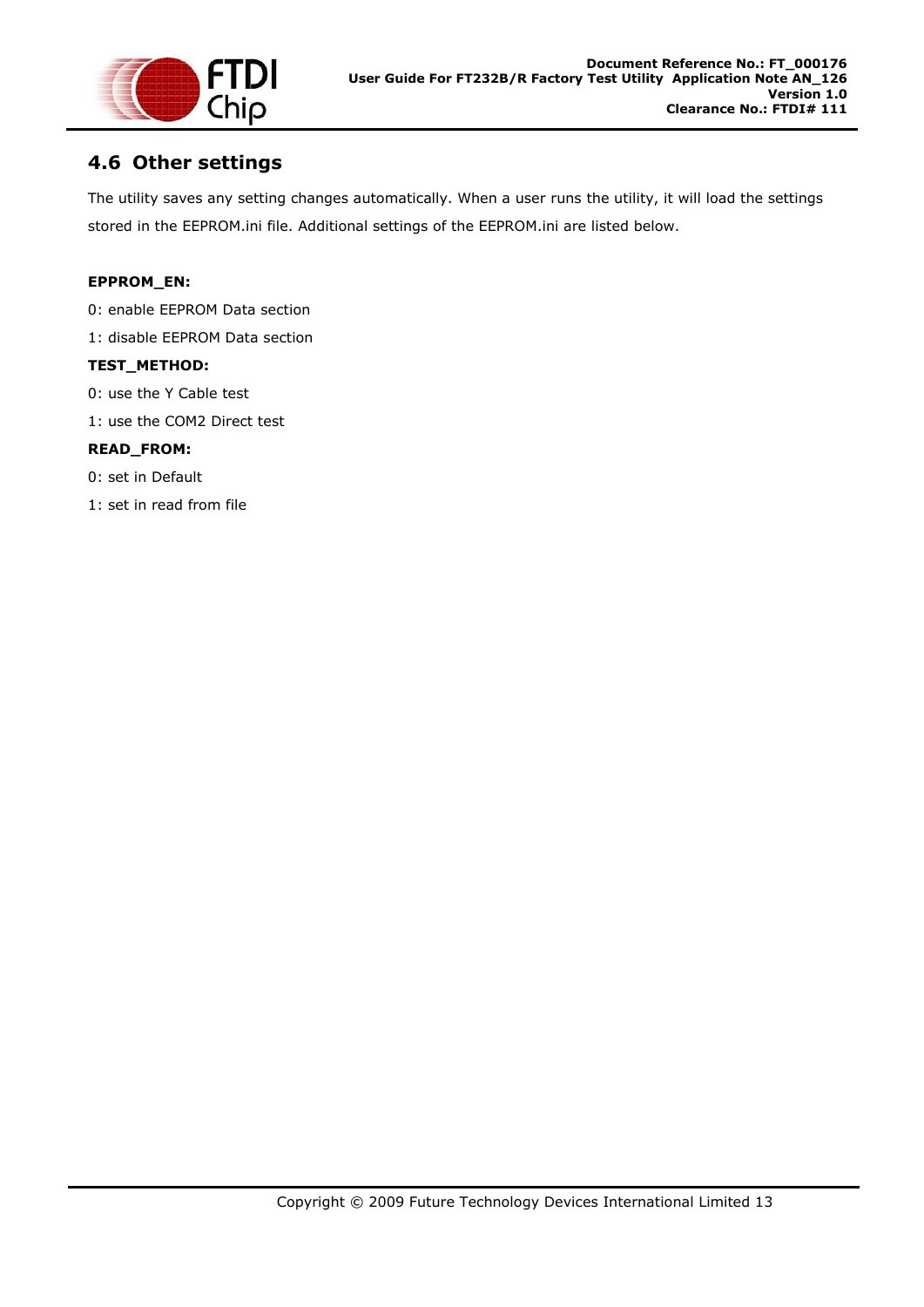## 4.6 Other settings

The utility saves any setting changes automatically. When a user runs the utility, it will load the settings stored in the EEPROM.ini file. Additional settings of the EEPROM.ini are listed below.

**EPPROM_EN:**

0: enable EEPROM Data section

1: disable EEPROM Data section

**TEST_METHOD:**

0: use the Y Cable test

1: use the COM2 Direct test

**READ_FROM:**

0: set in Default

1: set in read from file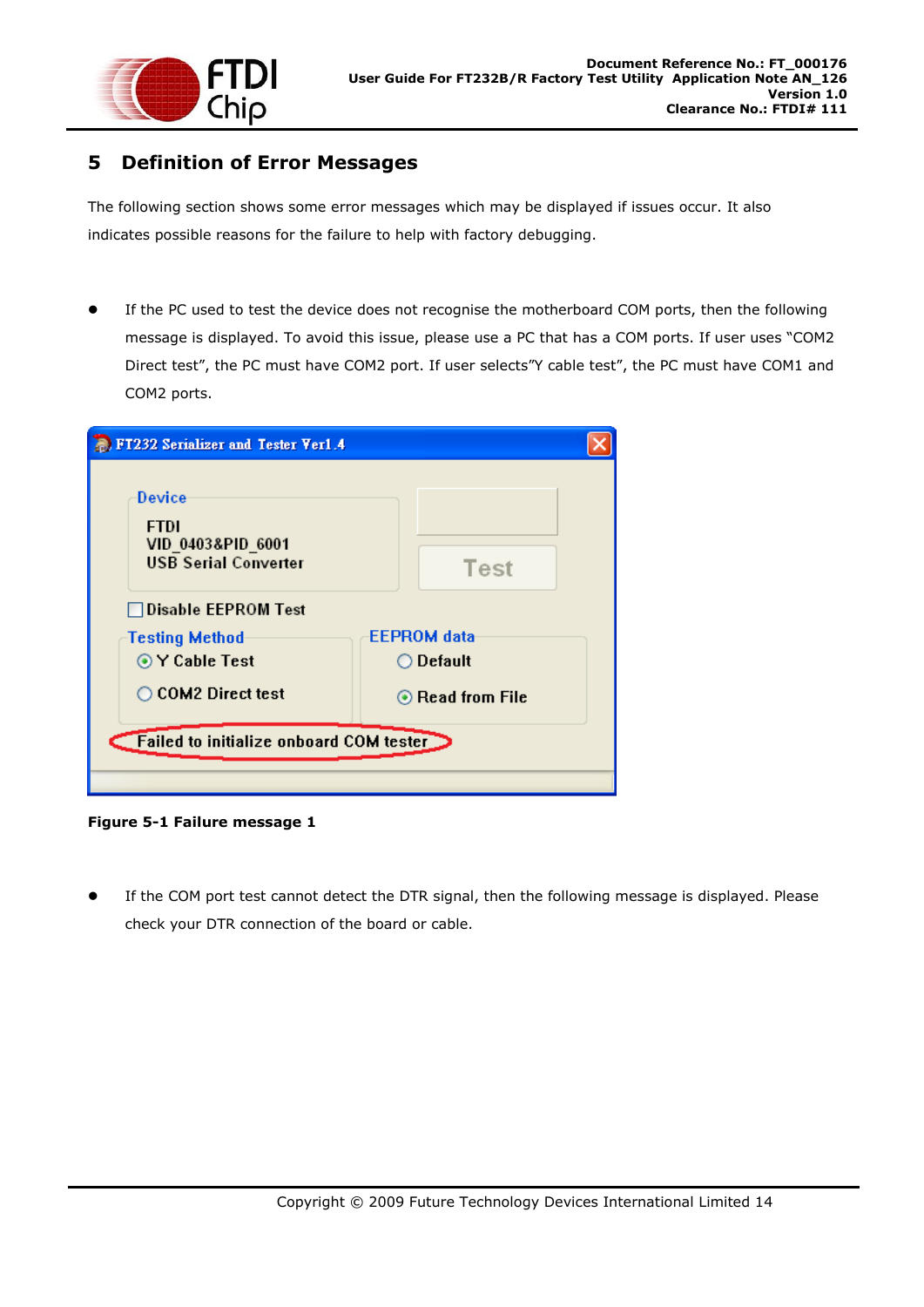# 5 Definition of Error Messages

The following section shows some error messages which may be displayed if issues occur. It also indicates possible reasons for the failure to help with factory debugging.

- If the PC used to test the device does not recognise the motherboard COM ports, then the following message is displayed. To avoid this issue, please use a PC that has a COM ports. If user uses "COM2 Direct test", the PC must have COM2 port. If user selects"Y cable test", the PC must have COM1 and COM2 ports.

**Figure 5-1 Failure message 1**

- If the COM port test cannot detect the DTR signal, then the following message is displayed. Please check your DTR connection of the board or cable.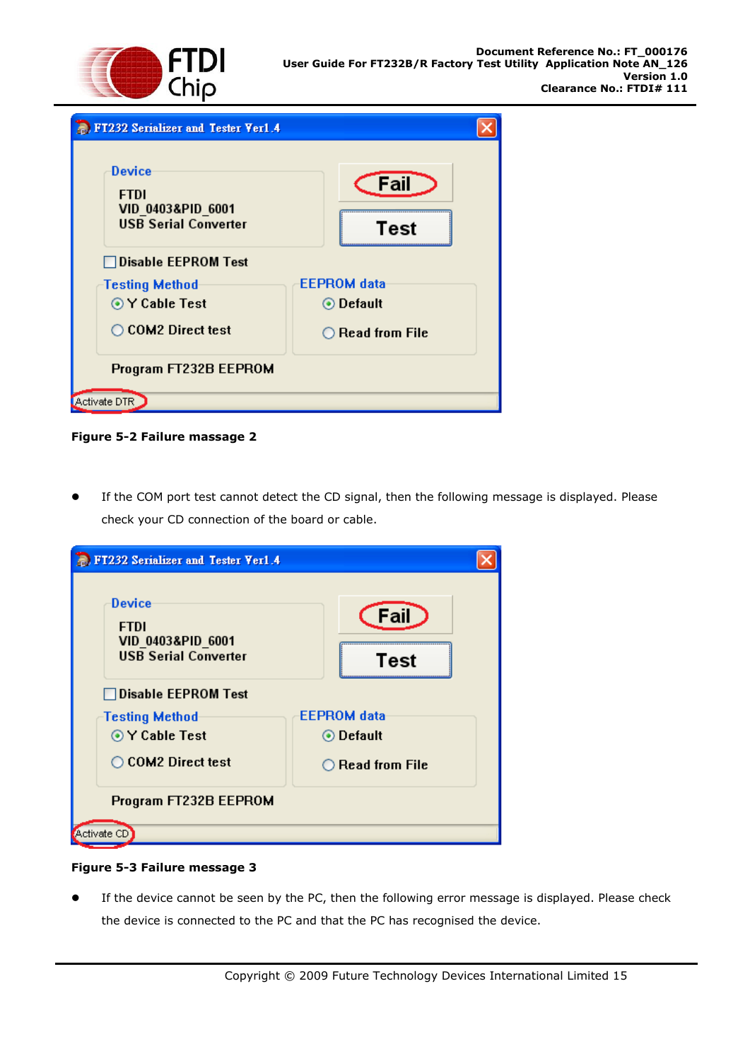**Figure 5-2 Failure massage 2**

- If the COM port test cannot detect the CD signal, then the following message is displayed. Please check your CD connection of the board or cable.

**Figure 5-3 Failure message 3**

- If the device cannot be seen by the PC, then the following error message is displayed. Please check the device is connected to the PC and that the PC has recognised the device.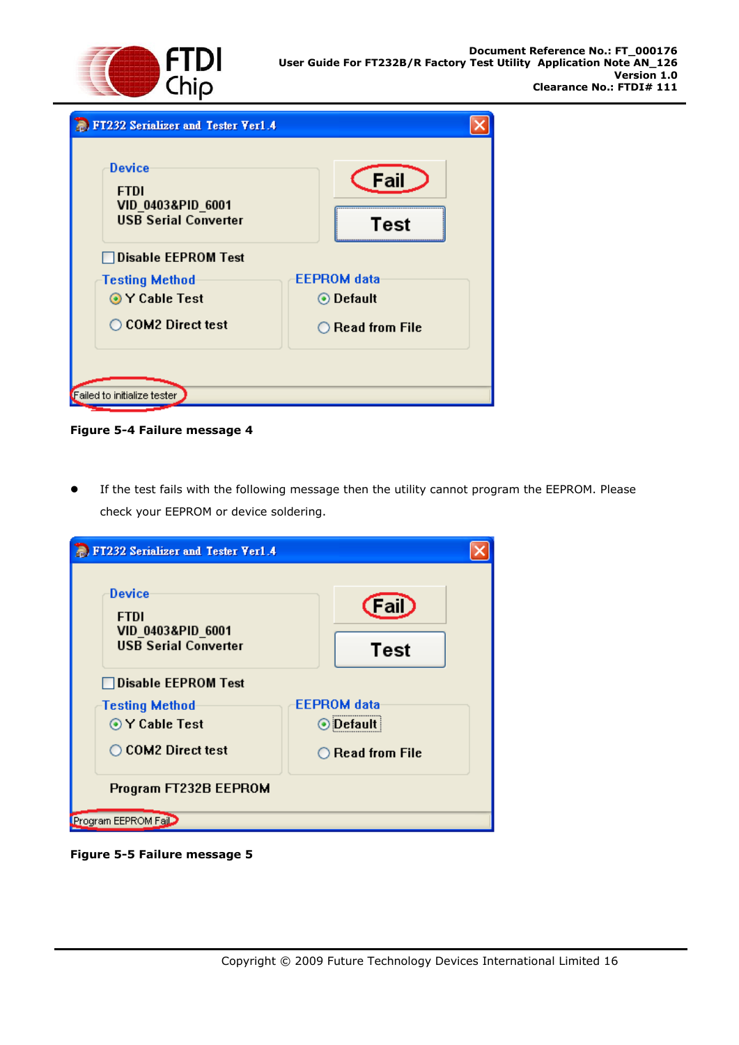**Figure 5-4 Failure message 4**

- If the test fails with the following message then the utility cannot program the EEPROM. Please check your EEPROM or device soldering.

**Figure 5-5 Failure message 5**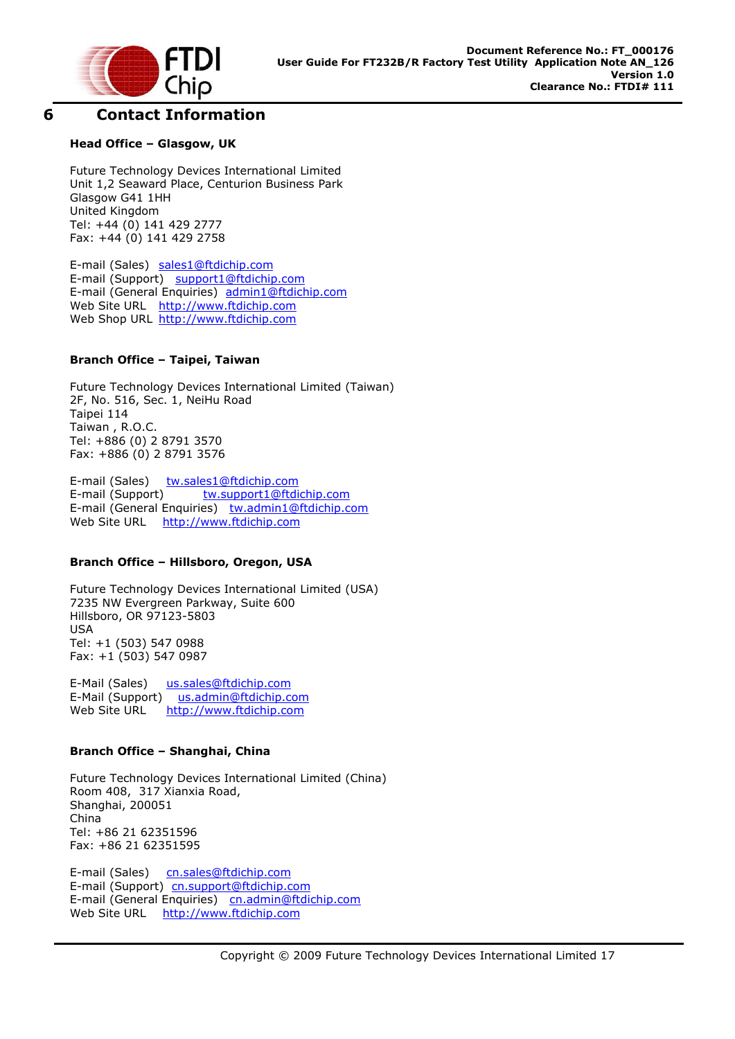# 6 Contact Information

**Head Office – Glasgow, UK**

Future Technology Devices International Limited
Unit 1,2 Seaward Place, Centurion Business Park
Glasgow G41 1HH
United Kingdom
Tel: +44 (0) 141 429 2777
Fax: +44 (0) 141 429 2758

E-mail (Sales) sales1@ftdichip.com
E-mail (Support) support1@ftdichip.com
E-mail (General Enquiries) admin1@ftdichip.com
Web Site URL http://www.ftdichip.com
Web Shop URL http://www.ftdichip.com

**Branch Office – Taipei, Taiwan**

Future Technology Devices International Limited (Taiwan)
2F, No. 516, Sec. 1, NeiHu Road
Taipei 114
Taiwan , R.O.C.
Tel: +886 (0) 2 8791 3570
Fax: +886 (0) 2 8791 3576

E-mail (Sales) tw.sales1@ftdichip.com
E-mail (Support) tw.support1@ftdichip.com
E-mail (General Enquiries) tw.admin1@ftdichip.com
Web Site URL http://www.ftdichip.com

**Branch Office – Hillsboro, Oregon, USA**

Future Technology Devices International Limited (USA)
7235 NW Evergreen Parkway, Suite 600
Hillsboro, OR 97123-5803
USA
Tel: +1 (503) 547 0988
Fax: +1 (503) 547 0987

E-Mail (Sales) us.sales@ftdichip.com
E-Mail (Support) us.admin@ftdichip.com
Web Site URL http://www.ftdichip.com

**Branch Office – Shanghai, China**

Future Technology Devices International Limited (China)
Room 408, 317 Xianxia Road,
Shanghai, 200051
China
Tel: +86 21 62351596
Fax: +86 21 62351595

E-mail (Sales) cn.sales@ftdichip.com
E-mail (Support) cn.support@ftdichip.com
E-mail (General Enquiries) cn.admin@ftdichip.com
Web Site URL http://www.ftdichip.com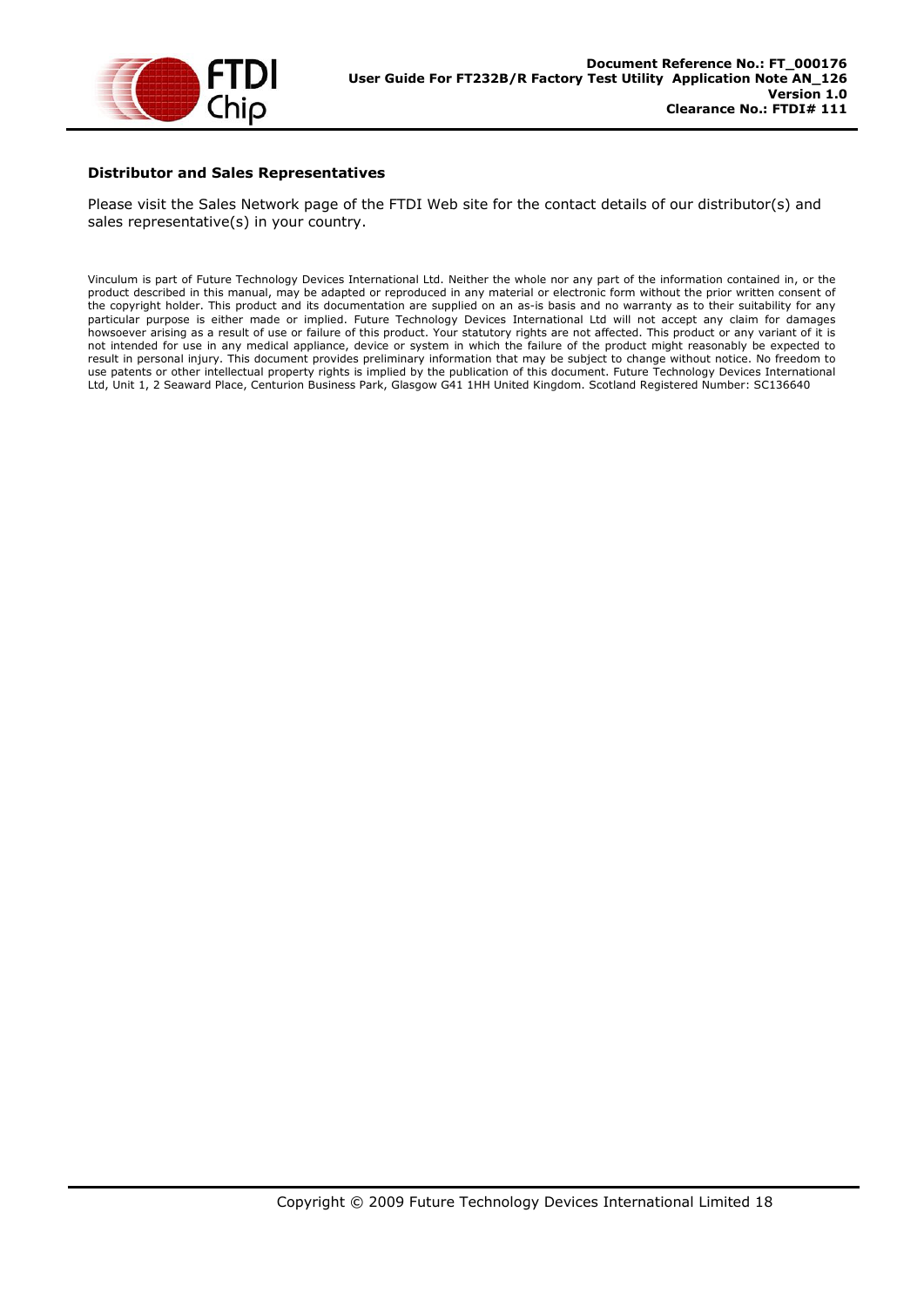**Distributor and Sales Representatives**

Please visit the Sales Network page of the FTDI Web site for the contact details of our distributor(s) and sales representative(s) in your country.

Vinculum is part of Future Technology Devices International Ltd. Neither the whole nor any part of the information contained in, or the product described in this manual, may be adapted or reproduced in any material or electronic form without the prior written consent of the copyright holder. This product and its documentation are supplied on an as-is basis and no warranty as to their suitability for any particular purpose is either made or implied. Future Technology Devices International Ltd will not accept any claim for damages howsoever arising as a result of use or failure of this product. Your statutory rights are not affected. This product or any variant of it is not intended for use in any medical appliance, device or system in which the failure of the product might reasonably be expected to result in personal injury. This document provides preliminary information that may be subject to change without notice. No freedom to use patents or other intellectual property rights is implied by the publication of this document. Future Technology Devices International Ltd, Unit 1, 2 Seaward Place, Centurion Business Park, Glasgow G41 1HH United Kingdom. Scotland Registered Number: SC136640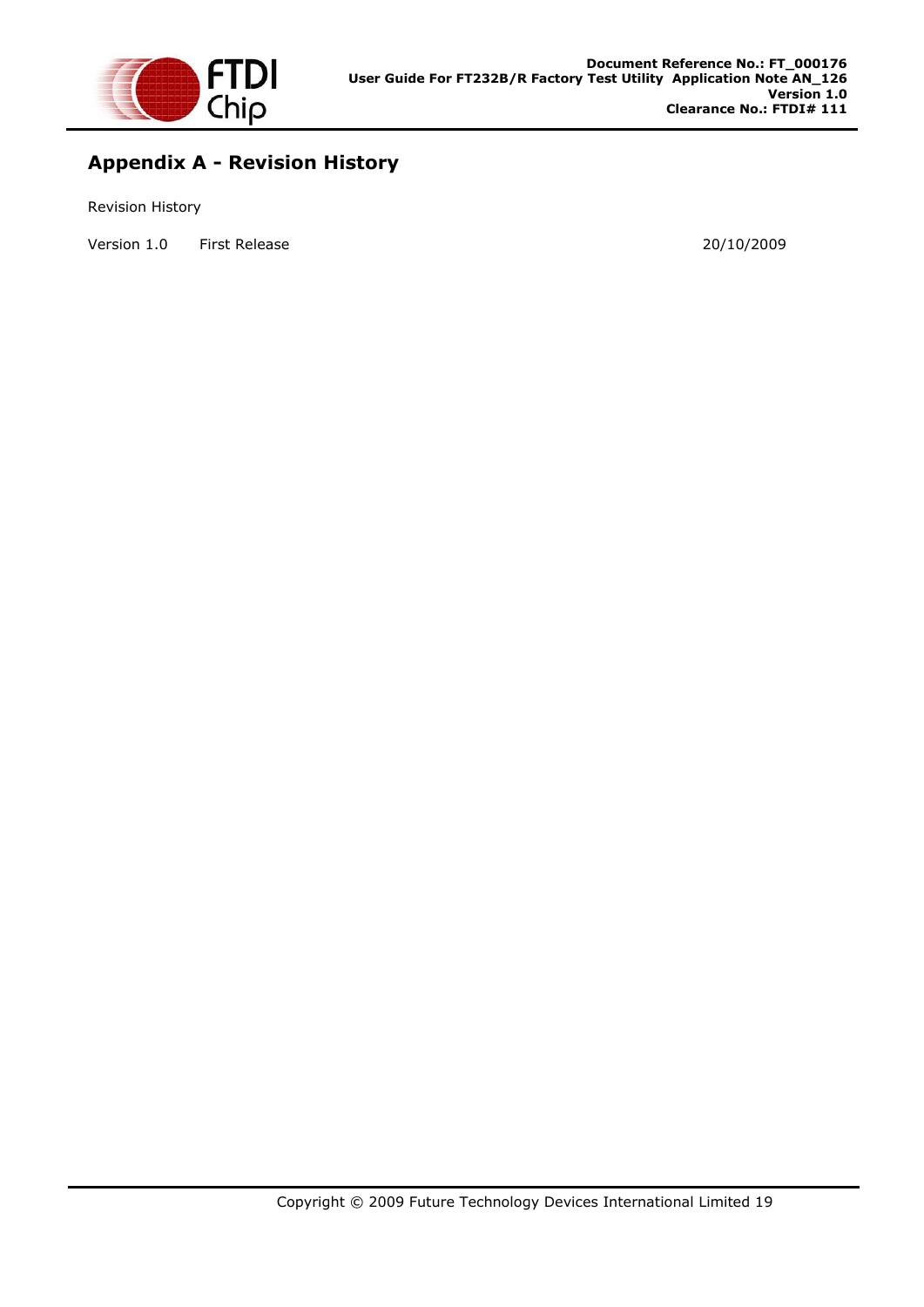# Appendix A - Revision History

Revision History

| | | |
|---|---|---|
| Version 1.0 | First Release | 20/10/2009 |